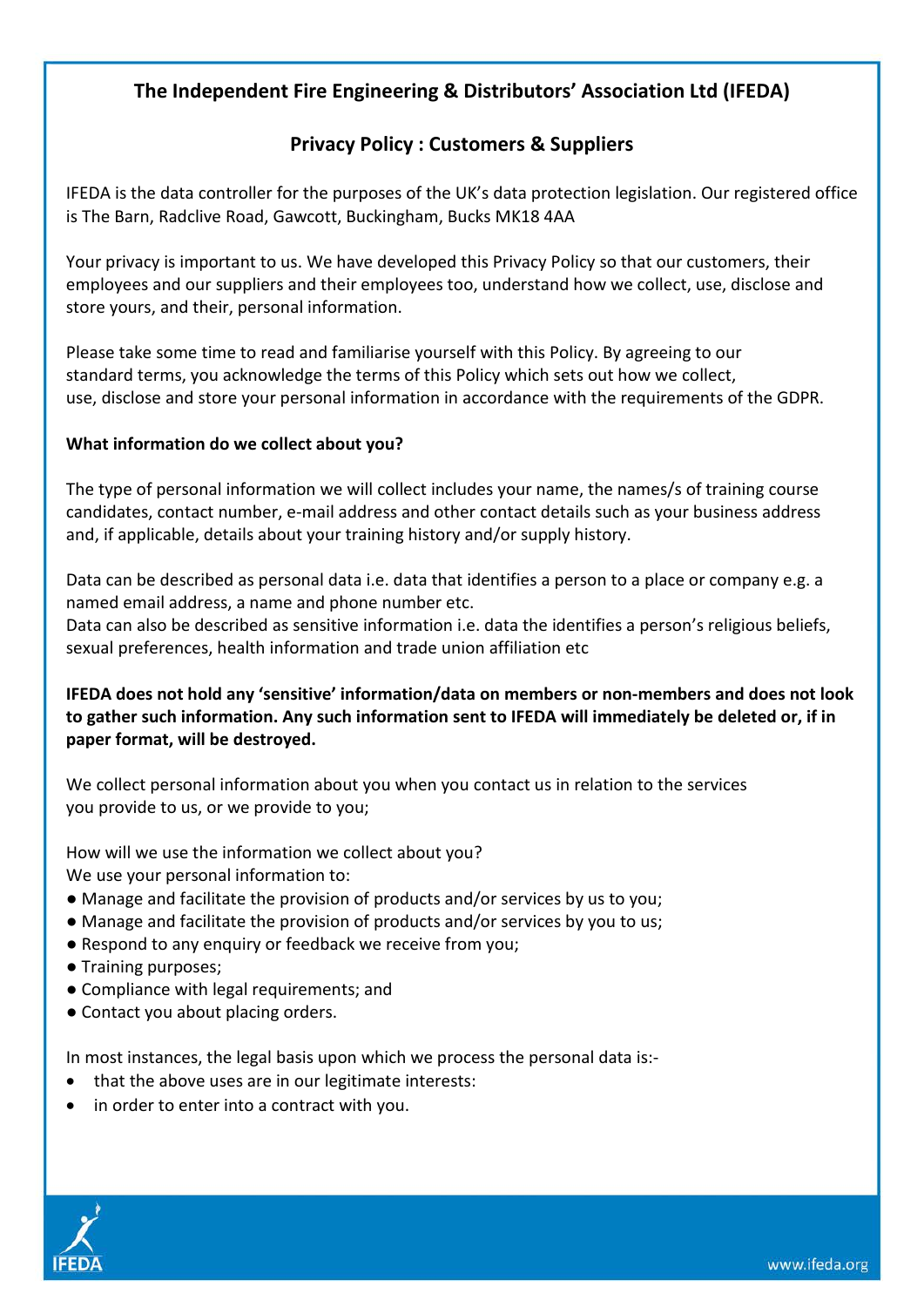# The Independent Fire Engineering & Distributors' Association Ltd (IFEDA)

## Privacy Policy : Customers & Suppliers

IFEDA is the data controller for the purposes of the UK's data protection legislation. Our registered office is The Barn, Radclive Road, Gawcott, Buckingham, Bucks MK18 4AA

Your privacy is important to us. We have developed this Privacy Policy so that our customers, their employees and our suppliers and their employees too, understand how we collect, use, disclose and store yours, and their, personal information.

Please take some time to read and familiarise yourself with this Policy. By agreeing to our standard terms, you acknowledge the terms of this Policy which sets out how we collect, use, disclose and store your personal information in accordance with the requirements of the GDPR.

**What information do we collect about you?**

The type of personal information we will collect includes your name, the names/s of training course candidates, contact number, e-mail address and other contact details such as your business address and, if applicable, details about your training history and/or supply history.

Data can be described as personal data i.e. data that identifies a person to a place or company e.g. a named email address, a name and phone number etc.
Data can also be described as sensitive information i.e. data the identifies a person's religious beliefs, sexual preferences, health information and trade union affiliation etc

**IFEDA does not hold any 'sensitive' information/data on members or non-members and does not look to gather such information. Any such information sent to IFEDA will immediately be deleted or, if in paper format, will be destroyed.**

We collect personal information about you when you contact us in relation to the services you provide to us, or we provide to you;

How will we use the information we collect about you?
We use your personal information to:

- Manage and facilitate the provision of products and/or services by us to you;
- Manage and facilitate the provision of products and/or services by you to us;
- Respond to any enquiry or feedback we receive from you;
- Training purposes;
- Compliance with legal requirements; and
- Contact you about placing orders.

In most instances, the legal basis upon which we process the personal data is:-

- that the above uses are in our legitimate interests:
- in order to enter into a contract with you.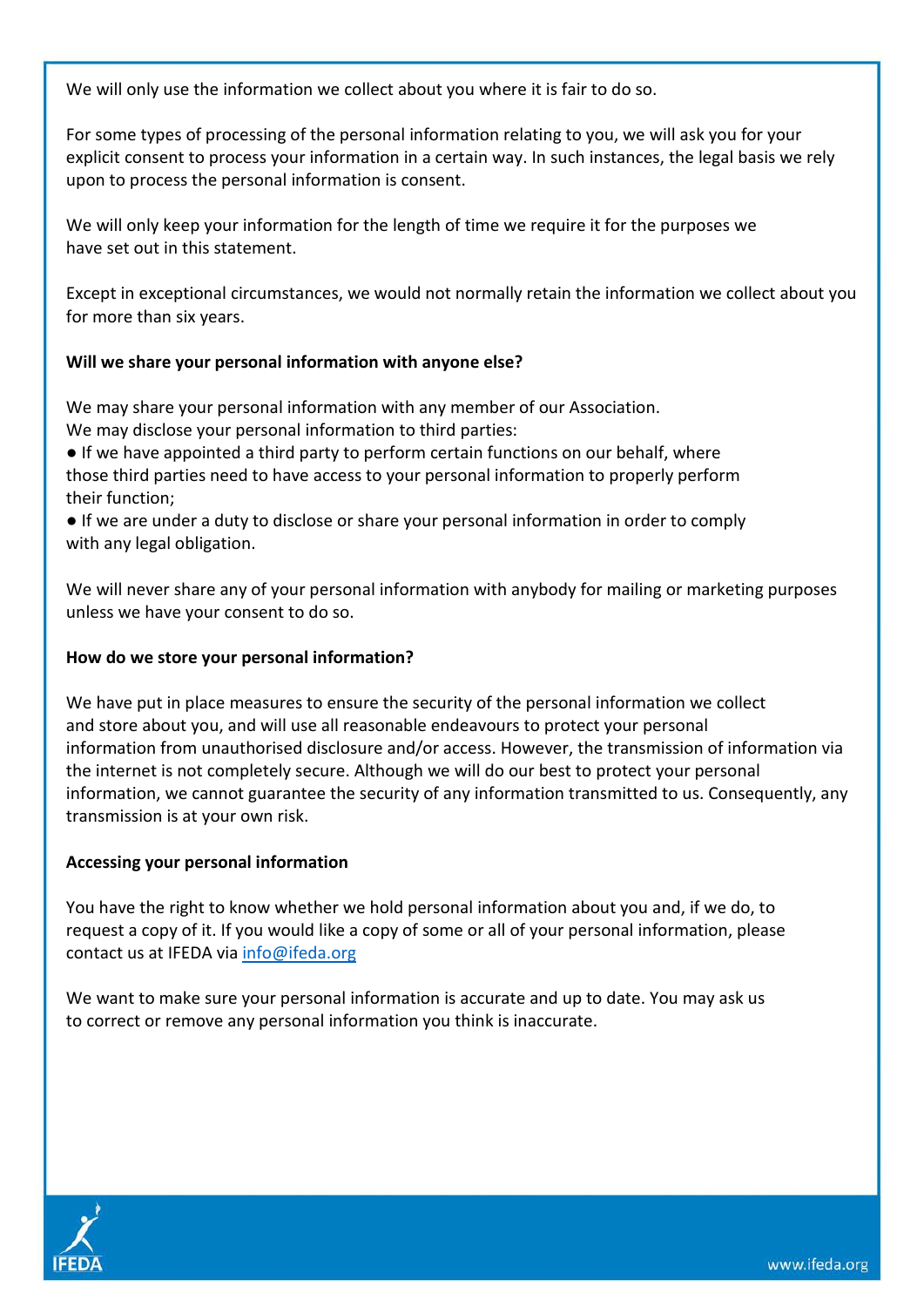We will only use the information we collect about you where it is fair to do so.

For some types of processing of the personal information relating to you, we will ask you for your explicit consent to process your information in a certain way. In such instances, the legal basis we rely upon to process the personal information is consent.

We will only keep your information for the length of time we require it for the purposes we have set out in this statement.

Except in exceptional circumstances, we would not normally retain the information we collect about you for more than six years.

**Will we share your personal information with anyone else?**

We may share your personal information with any member of our Association.
We may disclose your personal information to third parties:

- If we have appointed a third party to perform certain functions on our behalf, where those third parties need to have access to your personal information to properly perform their function;
- If we are under a duty to disclose or share your personal information in order to comply with any legal obligation.

We will never share any of your personal information with anybody for mailing or marketing purposes unless we have your consent to do so.

**How do we store your personal information?**

We have put in place measures to ensure the security of the personal information we collect and store about you, and will use all reasonable endeavours to protect your personal information from unauthorised disclosure and/or access. However, the transmission of information via the internet is not completely secure. Although we will do our best to protect your personal information, we cannot guarantee the security of any information transmitted to us. Consequently, any transmission is at your own risk.

**Accessing your personal information**

You have the right to know whether we hold personal information about you and, if we do, to request a copy of it. If you would like a copy of some or all of your personal information, please contact us at IFEDA via info@ifeda.org

We want to make sure your personal information is accurate and up to date. You may ask us to correct or remove any personal information you think is inaccurate.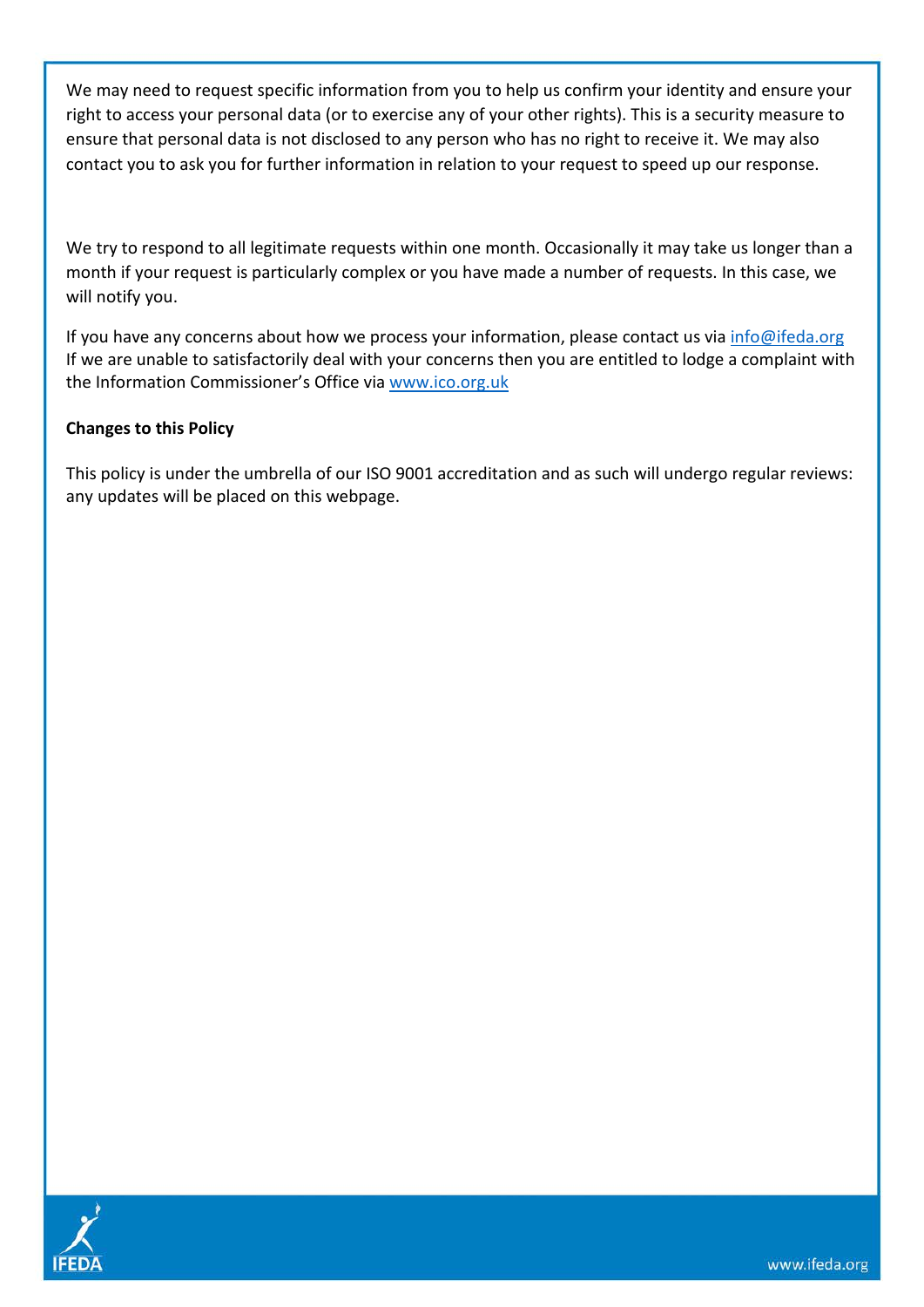We may need to request specific information from you to help us confirm your identity and ensure your right to access your personal data (or to exercise any of your other rights). This is a security measure to ensure that personal data is not disclosed to any person who has no right to receive it. We may also contact you to ask you for further information in relation to your request to speed up our response.

We try to respond to all legitimate requests within one month. Occasionally it may take us longer than a month if your request is particularly complex or you have made a number of requests. In this case, we will notify you.

If you have any concerns about how we process your information, please contact us via info@ifeda.org If we are unable to satisfactorily deal with your concerns then you are entitled to lodge a complaint with the Information Commissioner's Office via www.ico.org.uk

**Changes to this Policy**

This policy is under the umbrella of our ISO 9001 accreditation and as such will undergo regular reviews: any updates will be placed on this webpage.